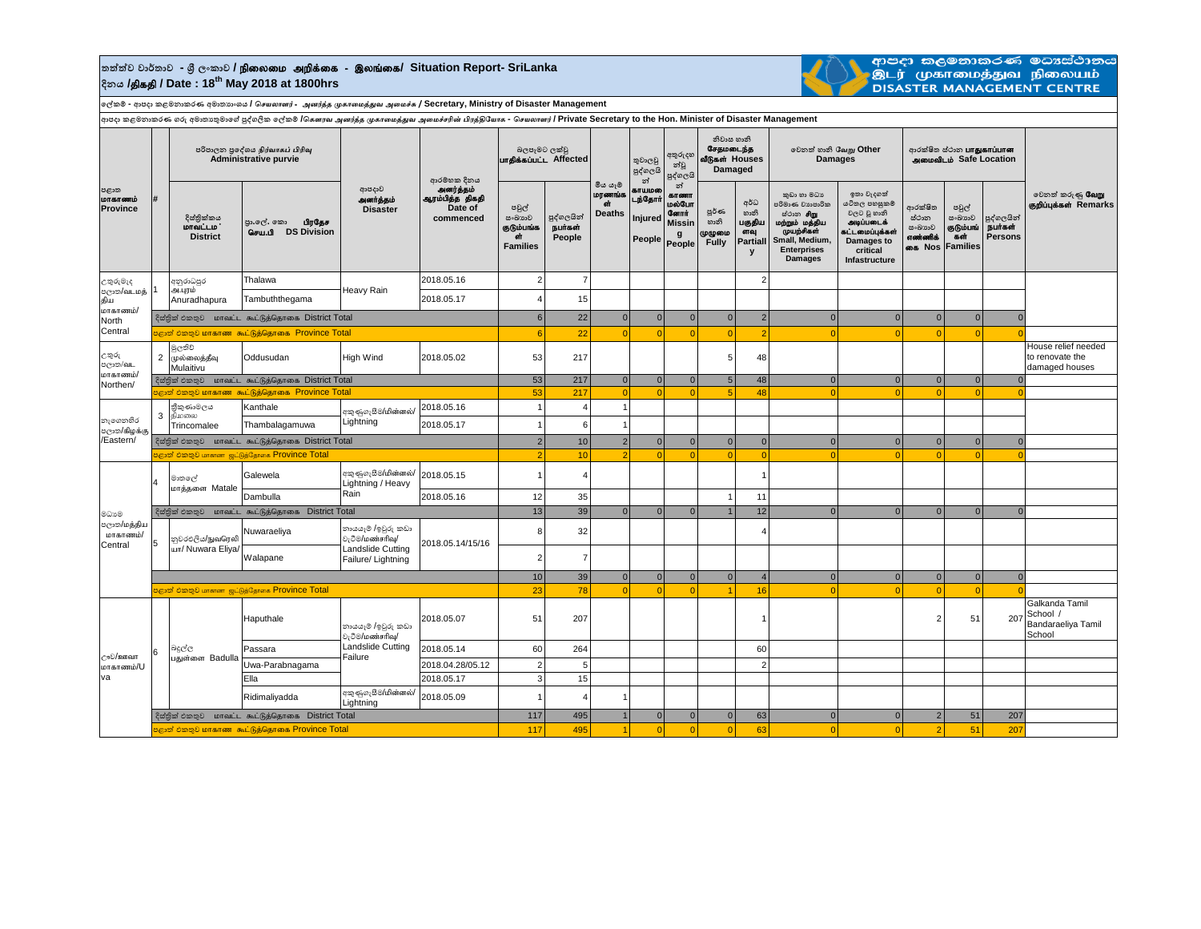# තත්ත්ව වාර්තාව - ශ්‍රී ලංකාව / நிலைமை அறிக்கை - இலங்கை/ Situation Report- SriLanka

දිනය /திகதி / Date : 18th May 2018 at 1800hrs

ආපදා කළමනාකරණ මධ්‍යස්ථානය / இடர் முகாமைத்துவ நிலையம் / DISASTER MANAGEMENT CENTRE

ලේකම් - ආපදා කළමනාකරණ අමාත්‍යාංශය / செயலாளர் - அனர்த்த முகாமைத்துவ அமைச்சு / Secretary, Ministry of Disaster Management

ආපදා කළමනාකරණ ගරු අමාත්‍යතුමාගේ පුද්ගලික ලේකම් / கௌரவ அனர்த்த முகாமைத்துவ அமைச்சரின் பிரத்தியேக - செயலாளர் / Private Secretary to the Hon. Minister of Disaster Management

| පළාත மாகாணம் Province | # | පරිපාලන ප්‍රදේශය நிர்வாகப் பிரிவு Administrative purvie | | ආපදාව அனர்த்தம் Disaster | ආරම්භක දිනය அனர்த்தம் ஆரம்பித்த திகதி Date of commenced | බලපෑමට ලක්වූ பாதிக்கப்பட்ட Affected | | මිය යෑම් மரணங்கள் Deaths | තුවාලවූ පුද්ගලයින් காயமடைந்தோர் Injured People | අතුරුදහන්වූ පුද්ගලයින් காணாமல்போனோர் Missing People | නිවාස හානි சேதமடைந்த வீடுகள் Houses Damaged | | වෙනත් හානි வேறு Other Damages | | ආරක්ෂිත ස්ථාන பாதுகாப்பான அமைவிடம் Safe Location | | | වෙනත් කරුණු வேறு குறிப்புக்கள் Remarks |
|---|---|---|---|---|---|---|---|---|---|---|---|---|---|---|---|---|---|---|
| | | දිස්ත්‍රික්කය மாவட்டம் District | ප්‍රා.ලේ. කො பிரதேச செய.பி DS Division | | | පවුල් සංඛ්‍යාව குடும்பங்கள் Families | පුද්ගලයින් நபர்கள் People | | | | පූර්ණ හානි முழுமை Fully | අර්ධ හානි பகுதியளவு Partially | කුඩා හා මධ්‍ය පරිමාණ ව්‍යාපාරික ස්ථාන சிறு மற்றும் மத்திய முயற்சிகள் Small, Medium, Enterprises Damages | ඉතා වැදගත් යටිතල පහසුකම් වලට වූ හානි அடிப்படைக் கட்டமைப்புக்கள் Damages to critical Infastructure | ආරක්ෂිත ස්ථාන සංඛ්‍යාව எண்ணிக்கை Nos | පවුල් සංඛ්‍යාව குடும்பங்கள் Families | පුද්ගලයින් நபர்கள் Persons | |
| උතුරුමැද පළාත/வடமத்திய மாகாணம்/ North Central | 1 | අනුරාධපුර அநுராதபுரம் Anuradhapura | Thalawa | Heavy Rain | 2018.05.16 | 2 | 7 | | | | | 2 | | | | | | |
| | | | Tambuththegama | | 2018.05.17 | 4 | 15 | | | | | | | | | | | |
| | | දිස්ත්‍රික් එකතුව மாவட்ட கூட்டுத்தொகை District Total | | | | 6 | 22 | 0 | 0 | 0 | 0 | 2 | 0 | 0 | 0 | 0 | 0 | |
| | | පළාත් එකතුව மாகாண கூட்டுத்தொகை Province Total | | | | 6 | 22 | 0 | 0 | 0 | 0 | 2 | 0 | 0 | 0 | 0 | 0 | |
| උතුරු පළාත/வட மாகாணம்/ Northen/ | 2 | මුලතිව් முல்லைத்தீவு Mulaitivu | Oddusudan | High Wind | 2018.05.02 | 53 | 217 | | | | 5 | 48 | | | | | | House relief needed to renovate the damaged houses |
| | | දිස්ත්‍රික් එකතුව மாவட்ட கூட்டுத்தொகை District Total | | | | 53 | 217 | 0 | 0 | 0 | 5 | 48 | 0 | 0 | 0 | 0 | 0 | |
| | | පළාත් එකතුව மாகாண கூட்டுத்தொகை Province Total | | | | 53 | 217 | 0 | 0 | 0 | 5 | 48 | 0 | 0 | 0 | 0 | 0 | |
| නැගෙනහිර පළාත/கிழக்கு /Eastern/ | 3 | ත්‍රිකුණාමලය திருகோணமலை Trincomalee | Kanthale | අකුණුගැසීම/மின்னல்/ Lightning | 2018.05.16 | 1 | 4 | 1 | | | | | | | | | | |
| | | | Thambalagamuwa | | 2018.05.17 | 1 | 6 | 1 | | | | | | | | | | |
| | | දිස්ත්‍රික් එකතුව மாவட்ட கூட்டுத்தொகை District Total | | | | 2 | 10 | 2 | 0 | 0 | 0 | 0 | 0 | 0 | 0 | 0 | 0 | |
| | | පළාත් එකතුව மாகாண கூட்டுத்தொகை Province Total | | | | 2 | 10 | 2 | 0 | 0 | 0 | 0 | 0 | 0 | 0 | 0 | 0 | |
| මධ්‍යම පළාත/மத்திய மாகாணம்/ Central | 4 | මාතලේ மாத்தளை Matale | Galewela | අකුණුගැසීම/மின்னல்/ Lightning / Heavy Rain | 2018.05.15 | 1 | 4 | | | | | 1 | | | | | | |
| | | | Dambulla | | 2018.05.16 | 12 | 35 | | | | 1 | 11 | | | | | | |
| | | දිස්ත්‍රික් එකතුව மாவட்ட கூட்டுத்தொகை District Total | | | | 13 | 39 | 0 | 0 | 0 | 1 | 12 | 0 | 0 | 0 | 0 | 0 | |
| | 5 | නුවරඑළිය/நுவரெலியா/ Nuwara Eliya/ | Nuwaraeliya | නායයෑම් /ඉවුරු කඩා වැටීම/மண்சரிவு/ Landslide Cutting Failure/ Lightning | 2018.05.14/15/16 | 8 | 32 | | | | | 4 | | | | | | |
| | | | Walapane | | | 2 | 7 | | | | | | | | | | | |
| | | | | | | 10 | 39 | 0 | 0 | 0 | 0 | 4 | 0 | 0 | 0 | 0 | 0 | |
| | | පළාත් එකතුව மாகாண கூட்டுத்தொகை Province Total | | | | 23 | 78 | 0 | 0 | 0 | 1 | 16 | 0 | 0 | 0 | 0 | 0 | |
| ඌව/ஊவா மாகாணம்/Uva | 6 | බදුල්ල பதுள்ளை Badulla | Haputhale | නායයෑම් /ඉවුරු කඩා වැටීම/மண்சரிவு/ Landslide Cutting Failure | 2018.05.07 | 51 | 207 | | | | | 1 | | | 2 | 51 | 207 | Galkanda Tamil School / Bandaraeliya Tamil School |
| | | | Passara | | 2018.05.14 | 60 | 264 | | | | | 60 | | | | | | |
| | | | Uwa-Parabnagama | | 2018.04.28/05.12 | 2 | 5 | | | | | 2 | | | | | | |
| | | | Ella | | 2018.05.17 | 3 | 15 | | | | | | | | | | | |
| | | | Ridimaliyadda | අකුණුගැසීම/மின்னல்/ Lightning | 2018.05.09 | 1 | 4 | 1 | | | | | | | | | | |
| | | දිස්ත්‍රික් එකතුව மாவட்ட கூட்டுத்தொகை District Total | | | | 117 | 495 | 1 | 0 | 0 | 0 | 63 | 0 | 0 | 2 | 51 | 207 | |
| | | පළාත් එකතුව மாகாண கூட்டுத்தொகை Province Total | | | | 117 | 495 | 1 | 0 | 0 | 0 | 63 | 0 | 0 | 2 | 51 | 207 | |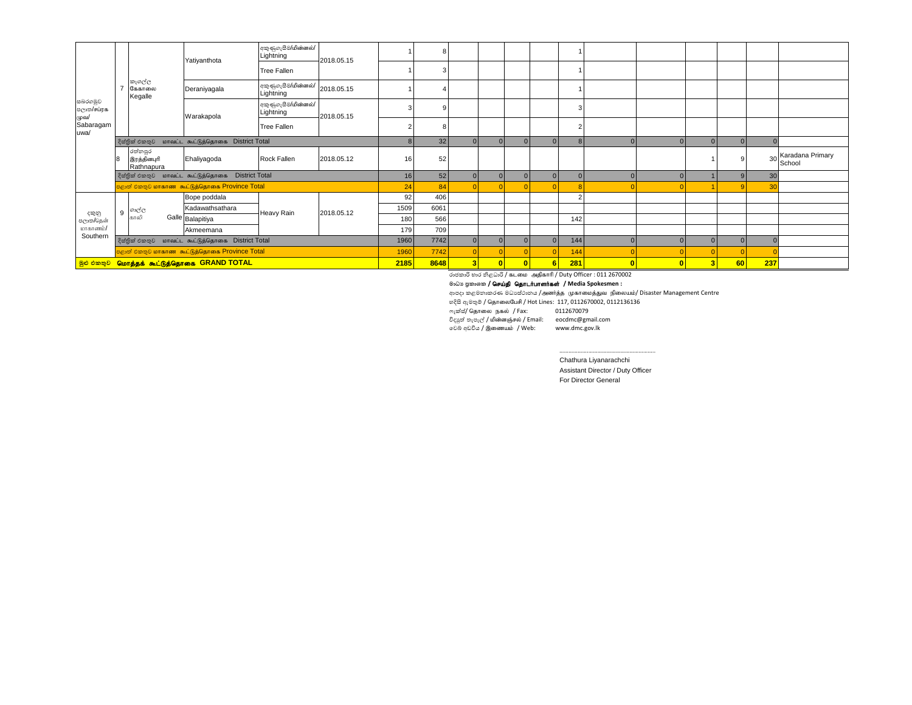| | | | | | | | | | | | | | | | | | | | |
|---|---|---|---|---|---|---|---|---|---|---|---|---|---|---|---|---|---|---|---|
| සබරගමුව පලාත/சப்ரகமுவ/ Sabaragamuwa/ | 7 | කෑගල්ල கேகாலை Kegalle | Yatiyanthota | අකුණුගැසීම/மின்னல்/ Lightning | 2018.05.15 | 1 | 8 | | | | | 1 | | | | | | |
| | | | | Tree Fallen | | 1 | 3 | | | | | 1 | | | | | | |
| | | | Deraniyagala | අකුණුගැසීම/மின்னல்/ Lightning | 2018.05.15 | 1 | 4 | | | | | 1 | | | | | | |
| | | | Warakapola | අකුණුගැසීම/மின்னல்/ Lightning | 2018.05.15 | 3 | 9 | | | | | 3 | | | | | | |
| | | | | Tree Fallen | | 2 | 8 | | | | | 2 | | | | | | |
| | දිස්ත්‍රික් එකතුව மாவட்ட கூட்டுத்தொகை District Total | | | | | 8 | 32 | 0 | 0 | 0 | 0 | 8 | 0 | 0 | 0 | 0 | 0 | |
| | 8 | රත්නපුර இரத்தினபுரி Rathnapura | Ehaliyagoda | Rock Fallen | 2018.05.12 | 16 | 52 | | | | | | | | 1 | 9 | 30 | Karadana Primary School |
| | දිස්ත්‍රික් එකතුව மாவட்ட கூட்டுத்தொகை District Total | | | | | 16 | 52 | 0 | 0 | 0 | 0 | 0 | 0 | 0 | 1 | 9 | 30 | |
| | පළාත් එකතුව மாகாண கூட்டுத்தொகை Province Total | | | | | 24 | 84 | 0 | 0 | 0 | 0 | 8 | 0 | 0 | 1 | 9 | 30 | |
| දකුණු පලාත/தென் மாகாணம்/ Southern | 9 | ගාල්ල காலி Galle | Bope poddala | Heavy Rain | 2018.05.12 | 92 | 406 | | | | | 2 | | | | | | |
| | | | Kadawathsathara | | | 1509 | 6061 | | | | | | | | | | | |
| | | | Balapitiya | | | 180 | 566 | | | | | 142 | | | | | | |
| | | | Akmeemana | | | 179 | 709 | | | | | | | | | | | |
| | දිස්ත්‍රික් එකතුව மாவட்ட கூட்டுத்தொகை District Total | | | | | 1960 | 7742 | 0 | 0 | 0 | 0 | 144 | 0 | 0 | 0 | 0 | 0 | |
| | පළාත් එකතුව மாகாண கூட்டுத்தொகை Province Total | | | | | 1960 | 7742 | 0 | 0 | 0 | 0 | 144 | 0 | 0 | 0 | 0 | 0 | |
| **මුළු එකතුව மொத்தக் கூட்டுத்தொகை GRAND TOTAL** | | | | | | **2185** | **8648** | **3** | **0** | **0** | **6** | **281** | **0** | **0** | **3** | **60** | **237** | |

රාජකාරි භාර නිළධාරි / கடமை அதிகாரி / Duty Officer : 011 2670002

මාධ්‍ය ප්‍රකාශක / **செய்தி தொடர்பாளர்கள் / Media Spokesmen :**

ආපදා කළමනාකරණ මධ්‍යස්ථානය / அனர்த்த முகாமைத்துவ நிலையம்/ Disaster Management Centre

හදිසි ඇමතුම් / தொலைபேசி / Hot Lines: 117, 0112670002, 0112136136

ෆැක්ස්/ தொலை நகல் / Fax: 0112670079

විද්‍යුත් තැපැල් / மின்னஞ்சல் / Email: eocdmc@gmail.com

වෙබ් අඩවිය / இணையம் / Web: www.dmc.gov.lk

..........................................................................

Chathura Liyanarachchi

Assistant Director / Duty Officer

For Director General